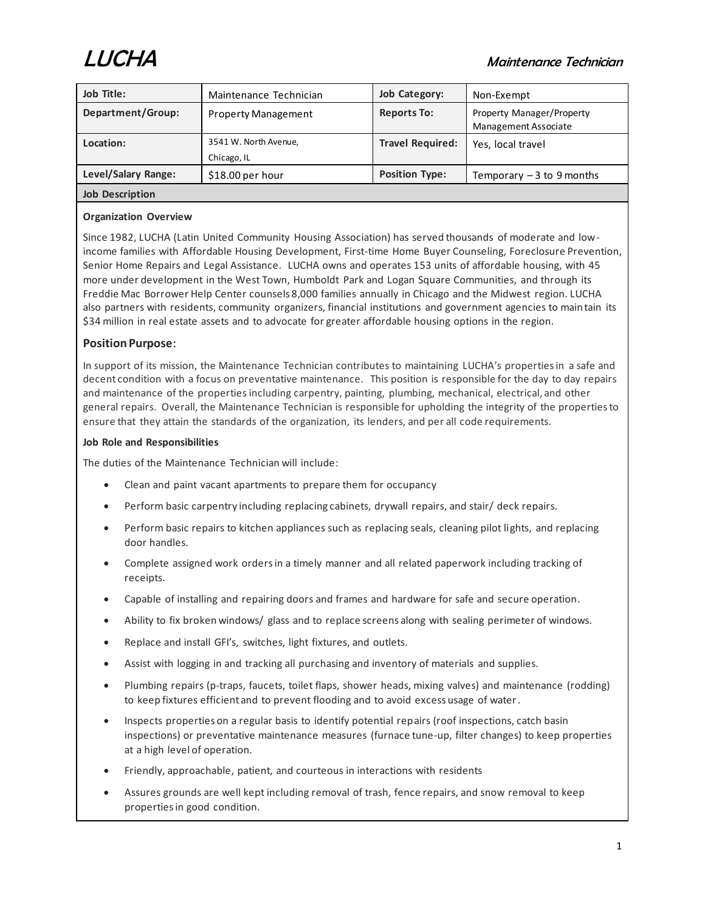# LUCHA

## Maintenance Technician

| Job Title: | Maintenance Technician | Job Category: | Non-Exempt |
|---|---|---|---|
| Department/Group: | Property Management | Reports To: | Property Manager/Property Management Associate |
| Location: | 3541 W. North Avenue, Chicago, IL | Travel Required: | Yes, local travel |
| Level/Salary Range: | $18.00 per hour | Position Type: | Temporary – 3 to 9 months |

**Job Description**

**Organization Overview**

Since 1982, LUCHA (Latin United Community Housing Association) has served thousands of moderate and low-income families with Affordable Housing Development, First-time Home Buyer Counseling, Foreclosure Prevention, Senior Home Repairs and Legal Assistance. LUCHA owns and operates 153 units of affordable housing, with 45 more under development in the West Town, Humboldt Park and Logan Square Communities, and through its Freddie Mac Borrower Help Center counsels 8,000 families annually in Chicago and the Midwest region. LUCHA also partners with residents, community organizers, financial institutions and government agencies to maintain its $34 million in real estate assets and to advocate for greater affordable housing options in the region.

### Position Purpose:

In support of its mission, the Maintenance Technician contributes to maintaining LUCHA's properties in a safe and decent condition with a focus on preventative maintenance. This position is responsible for the day to day repairs and maintenance of the properties including carpentry, painting, plumbing, mechanical, electrical, and other general repairs. Overall, the Maintenance Technician is responsible for upholding the integrity of the properties to ensure that they attain the standards of the organization, its lenders, and per all code requirements.

**Job Role and Responsibilities**

The duties of the Maintenance Technician will include:

- Clean and paint vacant apartments to prepare them for occupancy
- Perform basic carpentry including replacing cabinets, drywall repairs, and stair/ deck repairs.
- Perform basic repairs to kitchen appliances such as replacing seals, cleaning pilot lights, and replacing door handles.
- Complete assigned work orders in a timely manner and all related paperwork including tracking of receipts.
- Capable of installing and repairing doors and frames and hardware for safe and secure operation.
- Ability to fix broken windows/ glass and to replace screens along with sealing perimeter of windows.
- Replace and install GFI's, switches, light fixtures, and outlets.
- Assist with logging in and tracking all purchasing and inventory of materials and supplies.
- Plumbing repairs (p-traps, faucets, toilet flaps, shower heads, mixing valves) and maintenance (rodding) to keep fixtures efficient and to prevent flooding and to avoid excess usage of water.
- Inspects properties on a regular basis to identify potential repairs (roof inspections, catch basin inspections) or preventative maintenance measures (furnace tune-up, filter changes) to keep properties at a high level of operation.
- Friendly, approachable, patient, and courteous in interactions with residents
- Assures grounds are well kept including removal of trash, fence repairs, and snow removal to keep properties in good condition.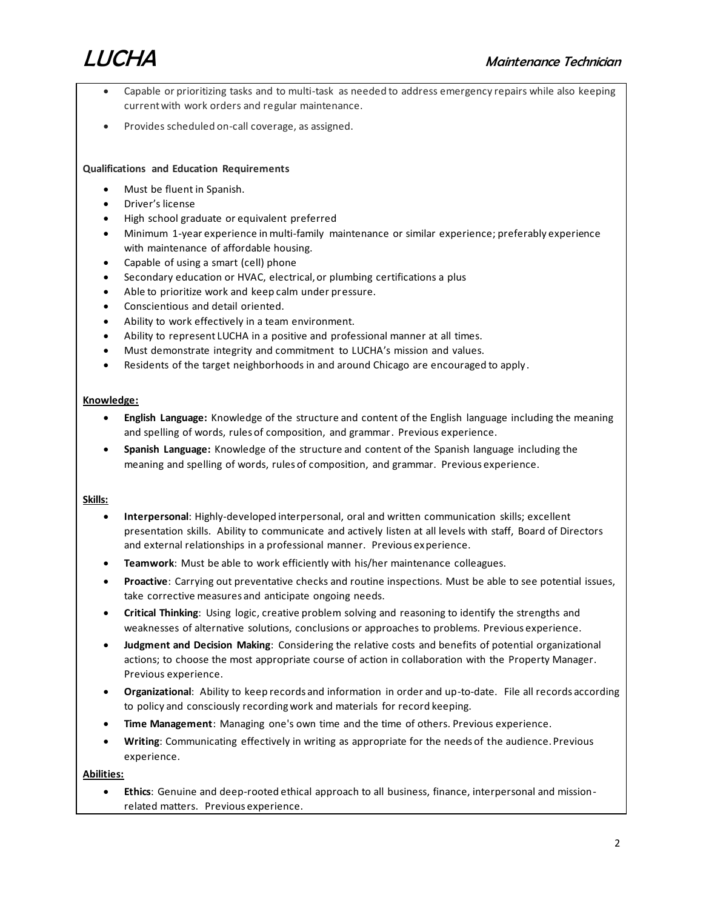- Capable or prioritizing tasks and to multi-task as needed to address emergency repairs while also keeping current with work orders and regular maintenance.
- Provides scheduled on-call coverage, as assigned.

**Qualifications and Education Requirements**

- Must be fluent in Spanish.
- Driver's license
- High school graduate or equivalent preferred
- Minimum 1-year experience in multi-family maintenance or similar experience; preferably experience with maintenance of affordable housing.
- Capable of using a smart (cell) phone
- Secondary education or HVAC, electrical, or plumbing certifications a plus
- Able to prioritize work and keep calm under pressure.
- Conscientious and detail oriented.
- Ability to work effectively in a team environment.
- Ability to represent LUCHA in a positive and professional manner at all times.
- Must demonstrate integrity and commitment to LUCHA's mission and values.
- Residents of the target neighborhoods in and around Chicago are encouraged to apply.

**Knowledge:**

- **English Language:** Knowledge of the structure and content of the English language including the meaning and spelling of words, rules of composition, and grammar. Previous experience.
- **Spanish Language:** Knowledge of the structure and content of the Spanish language including the meaning and spelling of words, rules of composition, and grammar. Previous experience.

**Skills:**

- **Interpersonal**: Highly-developed interpersonal, oral and written communication skills; excellent presentation skills. Ability to communicate and actively listen at all levels with staff, Board of Directors and external relationships in a professional manner. Previous experience.
- **Teamwork**: Must be able to work efficiently with his/her maintenance colleagues.
- **Proactive**: Carrying out preventative checks and routine inspections. Must be able to see potential issues, take corrective measures and anticipate ongoing needs.
- **Critical Thinking**: Using logic, creative problem solving and reasoning to identify the strengths and weaknesses of alternative solutions, conclusions or approaches to problems. Previous experience.
- **Judgment and Decision Making**: Considering the relative costs and benefits of potential organizational actions; to choose the most appropriate course of action in collaboration with the Property Manager. Previous experience.
- **Organizational**: Ability to keep records and information in order and up-to-date. File all records according to policy and consciously recording work and materials for record keeping.
- **Time Management**: Managing one's own time and the time of others. Previous experience.
- **Writing**: Communicating effectively in writing as appropriate for the needs of the audience. Previous experience.

**Abilities:**

- **Ethics**: Genuine and deep-rooted ethical approach to all business, finance, interpersonal and mission-related matters. Previous experience.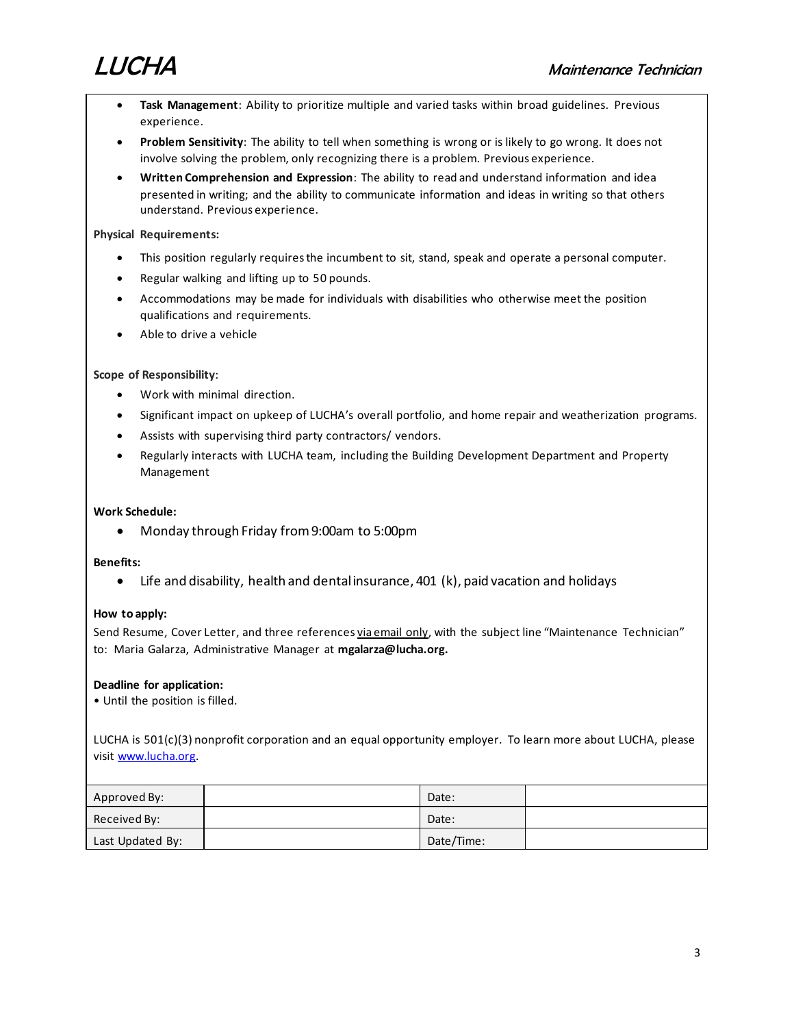- **Task Management**: Ability to prioritize multiple and varied tasks within broad guidelines. Previous experience.
- **Problem Sensitivity**: The ability to tell when something is wrong or is likely to go wrong. It does not involve solving the problem, only recognizing there is a problem. Previous experience.
- **Written Comprehension and Expression**: The ability to read and understand information and idea presented in writing; and the ability to communicate information and ideas in writing so that others understand. Previous experience.

**Physical Requirements:**

- This position regularly requires the incumbent to sit, stand, speak and operate a personal computer.
- Regular walking and lifting up to 50 pounds.
- Accommodations may be made for individuals with disabilities who otherwise meet the position qualifications and requirements.
- Able to drive a vehicle

**Scope of Responsibility**:

- Work with minimal direction.
- Significant impact on upkeep of LUCHA's overall portfolio, and home repair and weatherization programs.
- Assists with supervising third party contractors/ vendors.
- Regularly interacts with LUCHA team, including the Building Development Department and Property Management

**Work Schedule:**

- Monday through Friday from 9:00am to 5:00pm

**Benefits:**

- Life and disability, health and dental insurance, 401 (k), paid vacation and holidays

**How to apply:**

Send Resume, Cover Letter, and three references via email only, with the subject line "Maintenance Technician" to: Maria Galarza, Administrative Manager at **mgalarza@lucha.org.**

**Deadline for application:**

• Until the position is filled.

LUCHA is 501(c)(3) nonprofit corporation and an equal opportunity employer. To learn more about LUCHA, please visit www.lucha.org.

| | | | |
|---|---|---|---|
| Approved By: | | Date: | |
| Received By: | | Date: | |
| Last Updated By: | | Date/Time: | |